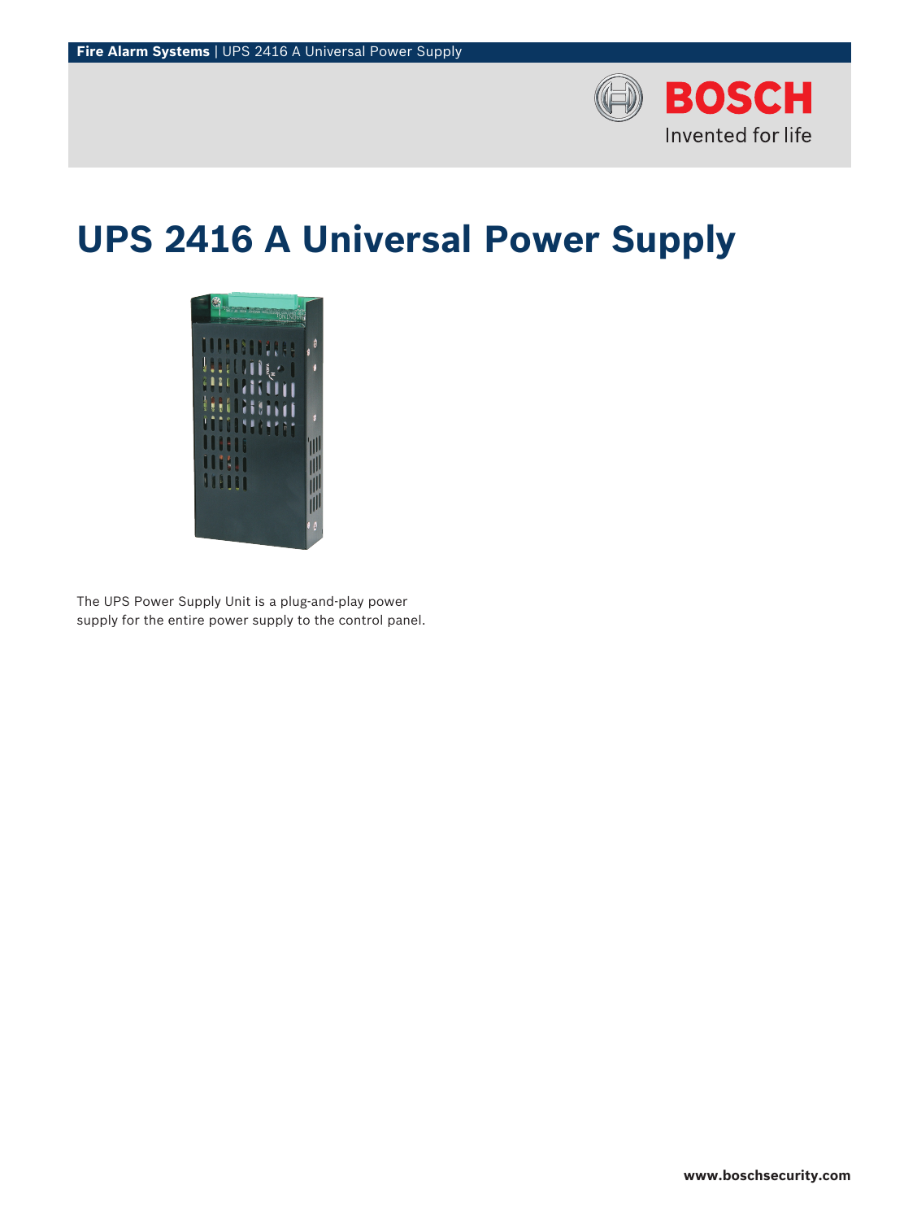# UPS 2416 A Universal Power Supply

The UPS Power Supply Unit is a plug-and-play power supply for the entire power supply to the control panel.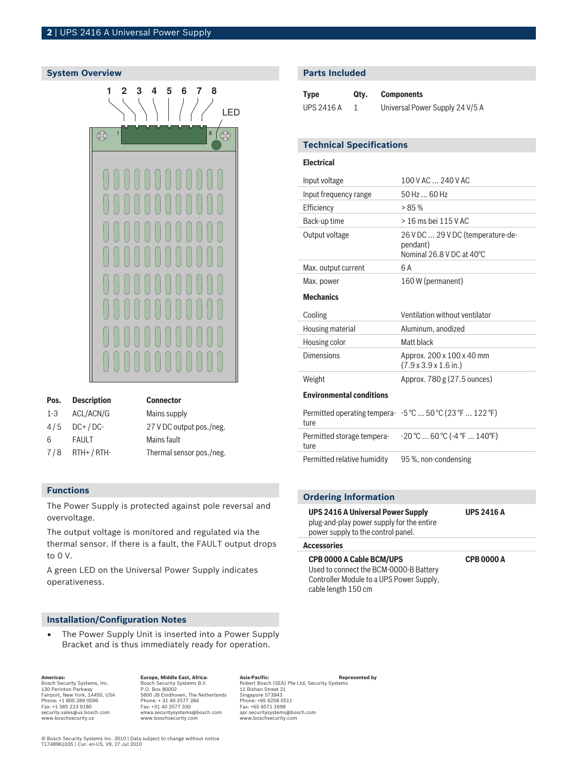## System Overview

1 2 3 4 5 6 7 8

LED

| Pos. | Description | Connector |
| --- | --- | --- |
| 1-3 | ACL/ACN/G | Mains supply |
| 4 / 5 | DC+ / DC- | 27 V DC output pos./neg. |
| 6 | FAULT | Mains fault |
| 7 / 8 | RTH+ / RTH- | Thermal sensor pos./neg. |

## Functions

The Power Supply is protected against pole reversal and overvoltage.

The output voltage is monitored and regulated via the thermal sensor. If there is a fault, the FAULT output drops to 0 V.

A green LED on the Universal Power Supply indicates operativeness.

## Installation/Configuration Notes

- The Power Supply Unit is inserted into a Power Supply Bracket and is thus immediately ready for operation.

## Parts Included

| Type | Qty. | Components |
| --- | --- | --- |
| UPS 2416 A | 1 | Universal Power Supply 24 V/5 A |

## Technical Specifications

### Electrical

| | |
| --- | --- |
| Input voltage | 100 V AC ... 240 V AC |
| Input frequency range | 50 Hz ... 60 Hz |
| Efficiency | > 85 % |
| Back-up time | > 16 ms bei 115 V AC |
| Output voltage | 26 V DC ... 29 V DC (temperature-dependant) Nominal 26.8 V DC at 40℃ |
| Max. output current | 6 A |
| Max. power | 160 W (permanent) |

### Mechanics

| | |
| --- | --- |
| Cooling | Ventilation without ventilator |
| Housing material | Aluminum, anodized |
| Housing color | Matt black |
| Dimensions | Approx. 200 x 100 x 40 mm (7.9 x 3.9 x 1.6 in.) |
| Weight | Approx. 780 g (27.5 ounces) |

### Environmental conditions

| | |
| --- | --- |
| Permitted operating temperature | -5 °C ... 50 °C (23 °F ... 122 °F) |
| Permitted storage temperature | -20 °C ... 60 °C (-4 °F ... 140°F) |
| Permitted relative humidity | 95 %, non-condensing |

## Ordering Information

**UPS 2416 A Universal Power Supply** — **UPS 2416 A**
plug-and-play power supply for the entire power supply to the control panel.

### Accessories

**CPB 0000 A Cable BCM/UPS** — **CPB 0000 A**
Used to connect the BCM-0000-B Battery Controller Module to a UPS Power Supply, cable length 150 cm

**Americas:**
Bosch Security Systems, Inc.
130 Perinton Parkway
Fairport, New York, 14450, USA
Phone: +1 800 289 0096
Fax: +1 585 223 9180
security.sales@us.bosch.com
www.boschsecurity.us

**Europe, Middle East, Africa:**
Bosch Security Systems B.V.
P.O. Box 80002
5600 JB Eindhoven, The Netherlands
Phone: + 31 40 2577 284
Fax: +31 40 2577 330
emea.securitysystems@bosch.com
www.boschsecurity.com

**Asia-Pacific:**
Robert Bosch (SEA) Pte Ltd, Security Systems
11 Bishan Street 21
Singapore 573943
Phone: +65 6258 5511
Fax: +65 6571 2698
apr.securitysystems@bosch.com
www.boschsecurity.com

**Represented by**

© Bosch Security Systems Inc. 2010 | Data subject to change without notice
T1748961035 | Cur: en-US, V9, 27 Jul 2010